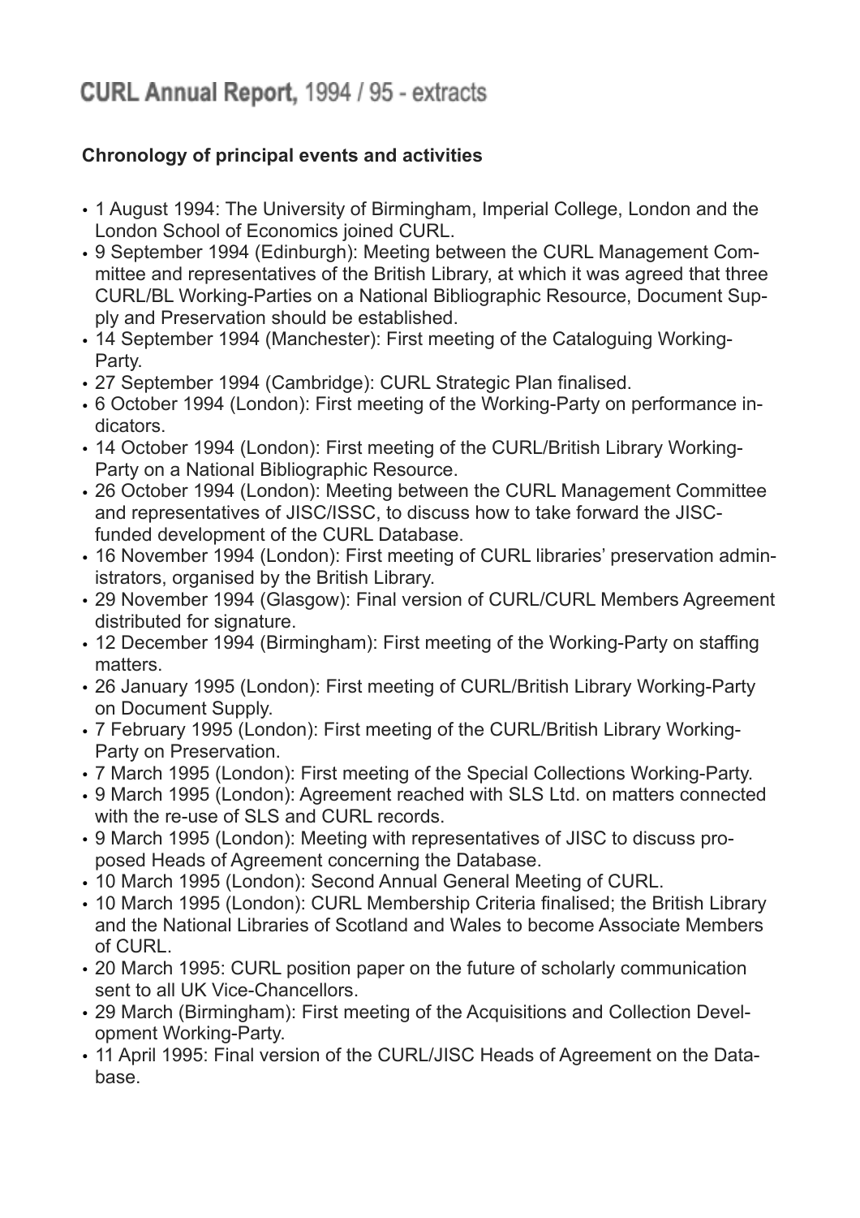# CURL Annual Report, 1994 / 95 - extracts

**Chronology of principal events and activities**

- 1 August 1994: The University of Birmingham, Imperial College, London and the London School of Economics joined CURL.
- 9 September 1994 (Edinburgh): Meeting between the CURL Management Committee and representatives of the British Library, at which it was agreed that three CURL/BL Working-Parties on a National Bibliographic Resource, Document Supply and Preservation should be established.
- 14 September 1994 (Manchester): First meeting of the Cataloguing Working-Party.
- 27 September 1994 (Cambridge): CURL Strategic Plan finalised.
- 6 October 1994 (London): First meeting of the Working-Party on performance indicators.
- 14 October 1994 (London): First meeting of the CURL/British Library Working-Party on a National Bibliographic Resource.
- 26 October 1994 (London): Meeting between the CURL Management Committee and representatives of JISC/ISSC, to discuss how to take forward the JISC-funded development of the CURL Database.
- 16 November 1994 (London): First meeting of CURL libraries' preservation administrators, organised by the British Library.
- 29 November 1994 (Glasgow): Final version of CURL/CURL Members Agreement distributed for signature.
- 12 December 1994 (Birmingham): First meeting of the Working-Party on staffing matters.
- 26 January 1995 (London): First meeting of CURL/British Library Working-Party on Document Supply.
- 7 February 1995 (London): First meeting of the CURL/British Library Working-Party on Preservation.
- 7 March 1995 (London): First meeting of the Special Collections Working-Party.
- 9 March 1995 (London): Agreement reached with SLS Ltd. on matters connected with the re-use of SLS and CURL records.
- 9 March 1995 (London): Meeting with representatives of JISC to discuss proposed Heads of Agreement concerning the Database.
- 10 March 1995 (London): Second Annual General Meeting of CURL.
- 10 March 1995 (London): CURL Membership Criteria finalised; the British Library and the National Libraries of Scotland and Wales to become Associate Members of CURL.
- 20 March 1995: CURL position paper on the future of scholarly communication sent to all UK Vice-Chancellors.
- 29 March (Birmingham): First meeting of the Acquisitions and Collection Development Working-Party.
- 11 April 1995: Final version of the CURL/JISC Heads of Agreement on the Database.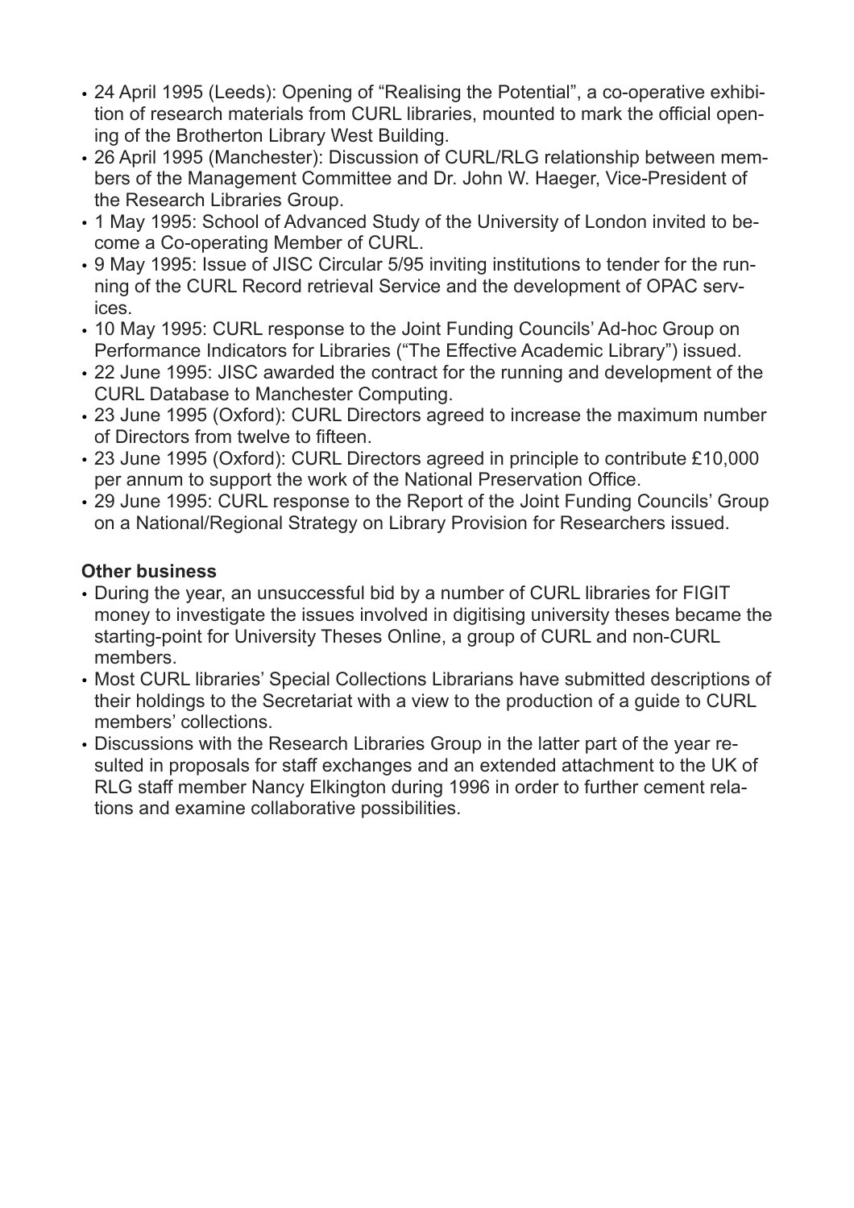- 24 April 1995 (Leeds): Opening of "Realising the Potential", a co-operative exhibition of research materials from CURL libraries, mounted to mark the official opening of the Brotherton Library West Building.
- 26 April 1995 (Manchester): Discussion of CURL/RLG relationship between members of the Management Committee and Dr. John W. Haeger, Vice-President of the Research Libraries Group.
- 1 May 1995: School of Advanced Study of the University of London invited to become a Co-operating Member of CURL.
- 9 May 1995: Issue of JISC Circular 5/95 inviting institutions to tender for the running of the CURL Record retrieval Service and the development of OPAC services.
- 10 May 1995: CURL response to the Joint Funding Councils' Ad-hoc Group on Performance Indicators for Libraries ("The Effective Academic Library") issued.
- 22 June 1995: JISC awarded the contract for the running and development of the CURL Database to Manchester Computing.
- 23 June 1995 (Oxford): CURL Directors agreed to increase the maximum number of Directors from twelve to fifteen.
- 23 June 1995 (Oxford): CURL Directors agreed in principle to contribute £10,000 per annum to support the work of the National Preservation Office.
- 29 June 1995: CURL response to the Report of the Joint Funding Councils' Group on a National/Regional Strategy on Library Provision for Researchers issued.

**Other business**

- During the year, an unsuccessful bid by a number of CURL libraries for FIGIT money to investigate the issues involved in digitising university theses became the starting-point for University Theses Online, a group of CURL and non-CURL members.
- Most CURL libraries' Special Collections Librarians have submitted descriptions of their holdings to the Secretariat with a view to the production of a guide to CURL members' collections.
- Discussions with the Research Libraries Group in the latter part of the year resulted in proposals for staff exchanges and an extended attachment to the UK of RLG staff member Nancy Elkington during 1996 in order to further cement relations and examine collaborative possibilities.